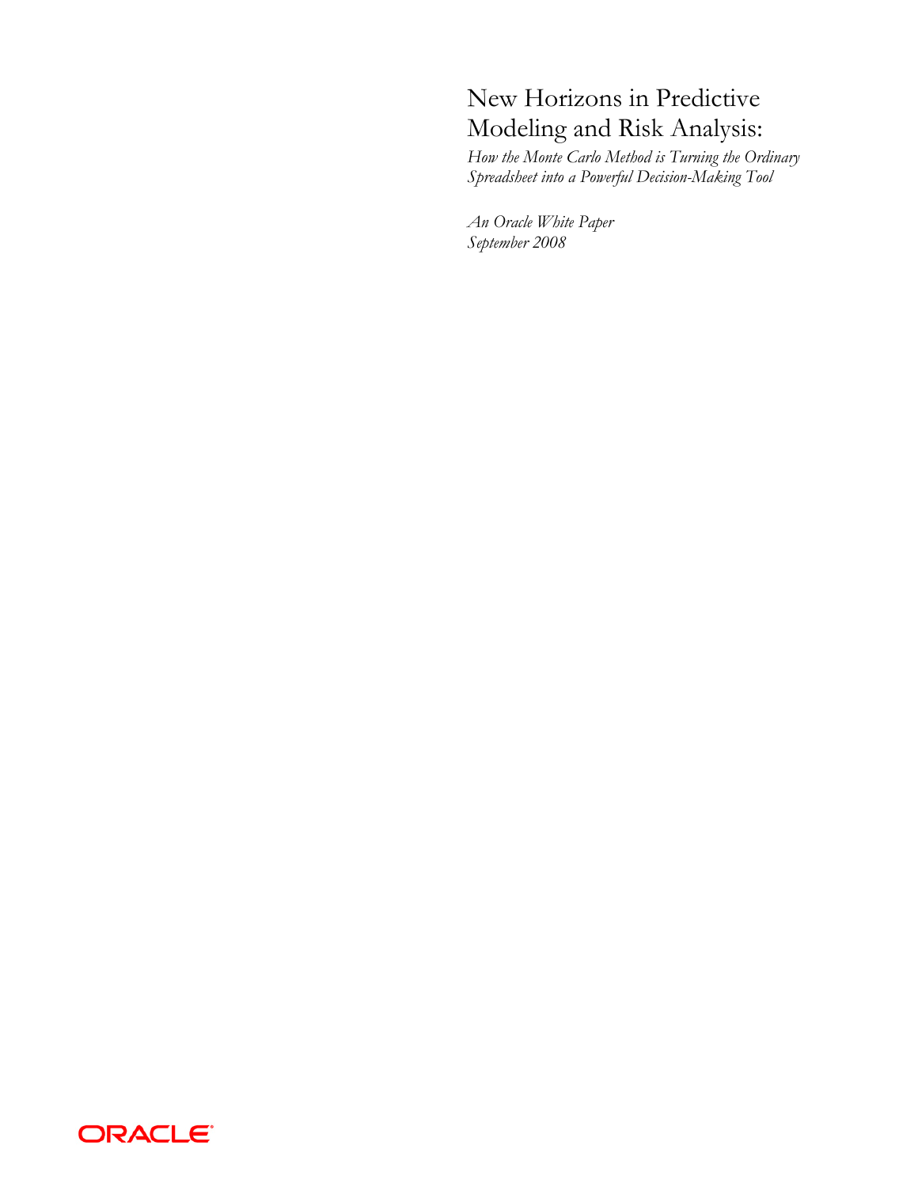# New Horizons in Predictive Modeling and Risk Analysis:

*How the Monte Carlo Method is Turning the Ordinary Spreadsheet into a Powerful Decision-Making Tool*

*An Oracle White Paper*
*September 2008*

ORACLE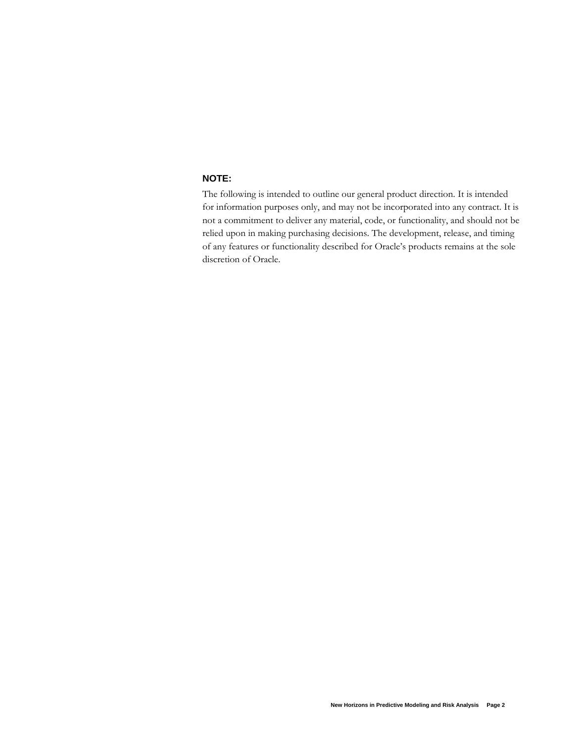**NOTE:**

The following is intended to outline our general product direction. It is intended for information purposes only, and may not be incorporated into any contract. It is not a commitment to deliver any material, code, or functionality, and should not be relied upon in making purchasing decisions. The development, release, and timing of any features or functionality described for Oracle's products remains at the sole discretion of Oracle.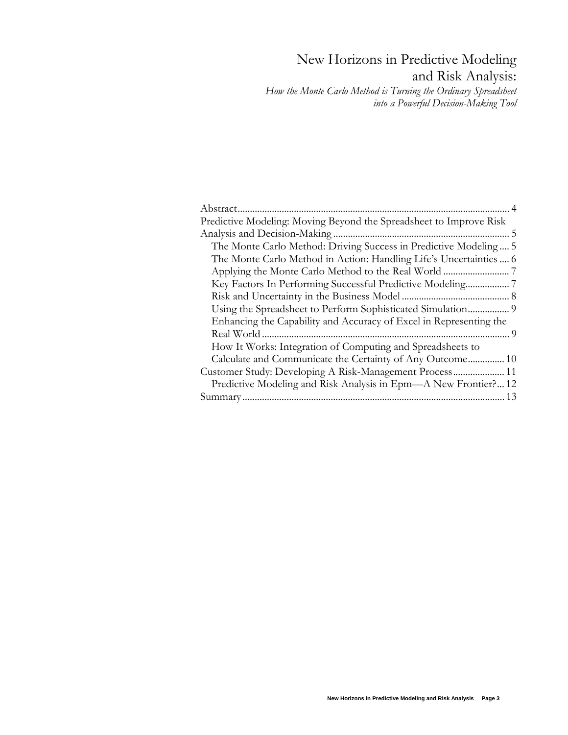# New Horizons in Predictive Modeling and Risk Analysis:

*How the Monte Carlo Method is Turning the Ordinary Spreadsheet into a Powerful Decision-Making Tool*

Abstract............................................................................................................ 4

Predictive Modeling: Moving Beyond the Spreadsheet to Improve Risk Analysis and Decision-Making ....................................................................... 5

- The Monte Carlo Method: Driving Success in Predictive Modeling .... 5
- The Monte Carlo Method in Action: Handling Life's Uncertainties .... 6
- Applying the Monte Carlo Method to the Real World ........................... 7
- Key Factors In Performing Successful Predictive Modeling.................. 7
- Risk and Uncertainty in the Business Model ........................................... 8
- Using the Spreadsheet to Perform Sophisticated Simulation................. 9
- Enhancing the Capability and Accuracy of Excel in Representing the Real World .................................................................................................... 9
- How It Works: Integration of Computing and Spreadsheets to Calculate and Communicate the Certainty of Any Outcome............... 10

Customer Study: Developing A Risk-Management Process..................... 11

- Predictive Modeling and Risk Analysis in Epm—A New Frontier?... 12

Summary.......................................................................................................... 13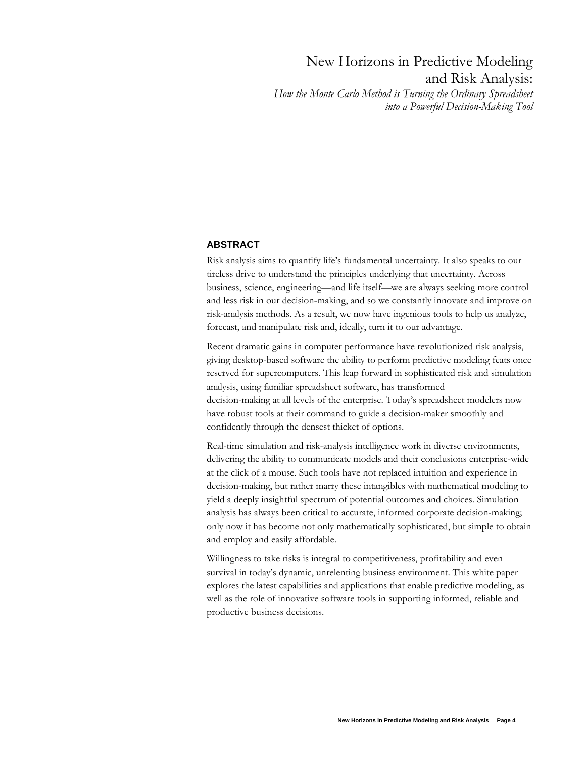# New Horizons in Predictive Modeling and Risk Analysis:

*How the Monte Carlo Method is Turning the Ordinary Spreadsheet into a Powerful Decision-Making Tool*

## ABSTRACT

Risk analysis aims to quantify life's fundamental uncertainty. It also speaks to our tireless drive to understand the principles underlying that uncertainty. Across business, science, engineering—and life itself—we are always seeking more control and less risk in our decision-making, and so we constantly innovate and improve on risk-analysis methods. As a result, we now have ingenious tools to help us analyze, forecast, and manipulate risk and, ideally, turn it to our advantage.

Recent dramatic gains in computer performance have revolutionized risk analysis, giving desktop-based software the ability to perform predictive modeling feats once reserved for supercomputers. This leap forward in sophisticated risk and simulation analysis, using familiar spreadsheet software, has transformed decision-making at all levels of the enterprise. Today's spreadsheet modelers now have robust tools at their command to guide a decision-maker smoothly and confidently through the densest thicket of options.

Real-time simulation and risk-analysis intelligence work in diverse environments, delivering the ability to communicate models and their conclusions enterprise-wide at the click of a mouse. Such tools have not replaced intuition and experience in decision-making, but rather marry these intangibles with mathematical modeling to yield a deeply insightful spectrum of potential outcomes and choices. Simulation analysis has always been critical to accurate, informed corporate decision-making; only now it has become not only mathematically sophisticated, but simple to obtain and employ and easily affordable.

Willingness to take risks is integral to competitiveness, profitability and even survival in today's dynamic, unrelenting business environment. This white paper explores the latest capabilities and applications that enable predictive modeling, as well as the role of innovative software tools in supporting informed, reliable and productive business decisions.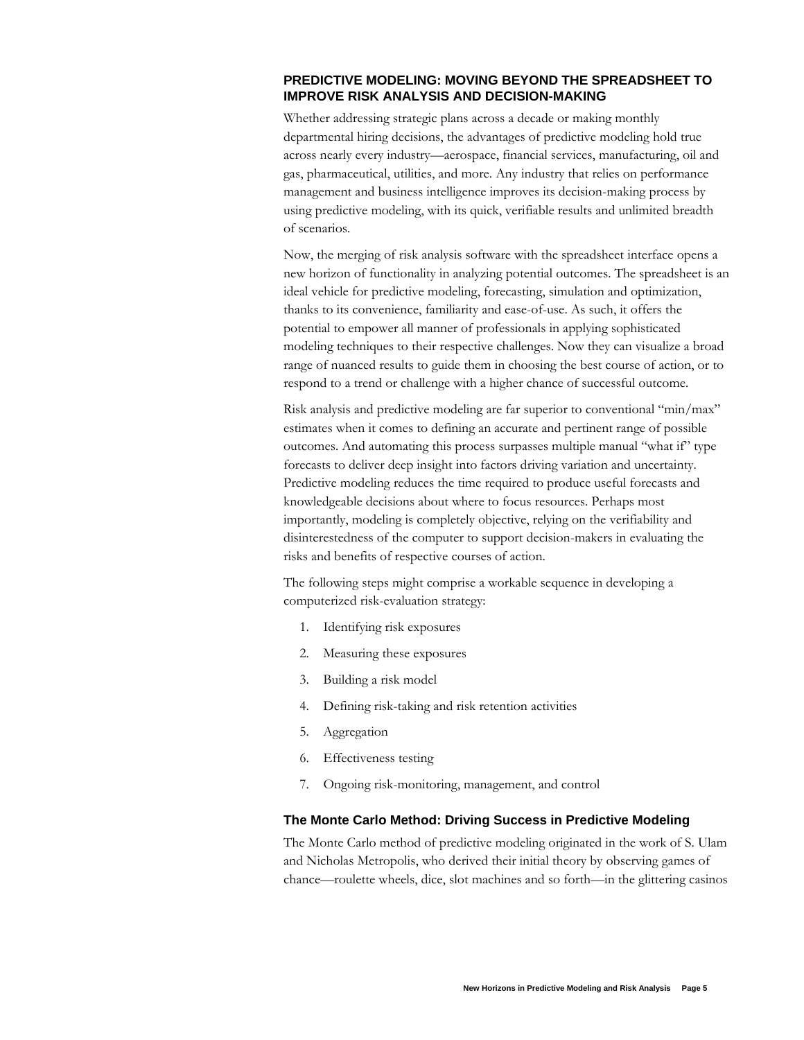## PREDICTIVE MODELING: MOVING BEYOND THE SPREADSHEET TO IMPROVE RISK ANALYSIS AND DECISION-MAKING

Whether addressing strategic plans across a decade or making monthly departmental hiring decisions, the advantages of predictive modeling hold true across nearly every industry—aerospace, financial services, manufacturing, oil and gas, pharmaceutical, utilities, and more. Any industry that relies on performance management and business intelligence improves its decision-making process by using predictive modeling, with its quick, verifiable results and unlimited breadth of scenarios.

Now, the merging of risk analysis software with the spreadsheet interface opens a new horizon of functionality in analyzing potential outcomes. The spreadsheet is an ideal vehicle for predictive modeling, forecasting, simulation and optimization, thanks to its convenience, familiarity and ease-of-use. As such, it offers the potential to empower all manner of professionals in applying sophisticated modeling techniques to their respective challenges. Now they can visualize a broad range of nuanced results to guide them in choosing the best course of action, or to respond to a trend or challenge with a higher chance of successful outcome.

Risk analysis and predictive modeling are far superior to conventional "min/max" estimates when it comes to defining an accurate and pertinent range of possible outcomes. And automating this process surpasses multiple manual "what if" type forecasts to deliver deep insight into factors driving variation and uncertainty. Predictive modeling reduces the time required to produce useful forecasts and knowledgeable decisions about where to focus resources. Perhaps most importantly, modeling is completely objective, relying on the verifiability and disinterestedness of the computer to support decision-makers in evaluating the risks and benefits of respective courses of action.

The following steps might comprise a workable sequence in developing a computerized risk-evaluation strategy:

1. Identifying risk exposures
2. Measuring these exposures
3. Building a risk model
4. Defining risk-taking and risk retention activities
5. Aggregation
6. Effectiveness testing
7. Ongoing risk-monitoring, management, and control

### The Monte Carlo Method: Driving Success in Predictive Modeling

The Monte Carlo method of predictive modeling originated in the work of S. Ulam and Nicholas Metropolis, who derived their initial theory by observing games of chance—roulette wheels, dice, slot machines and so forth—in the glittering casinos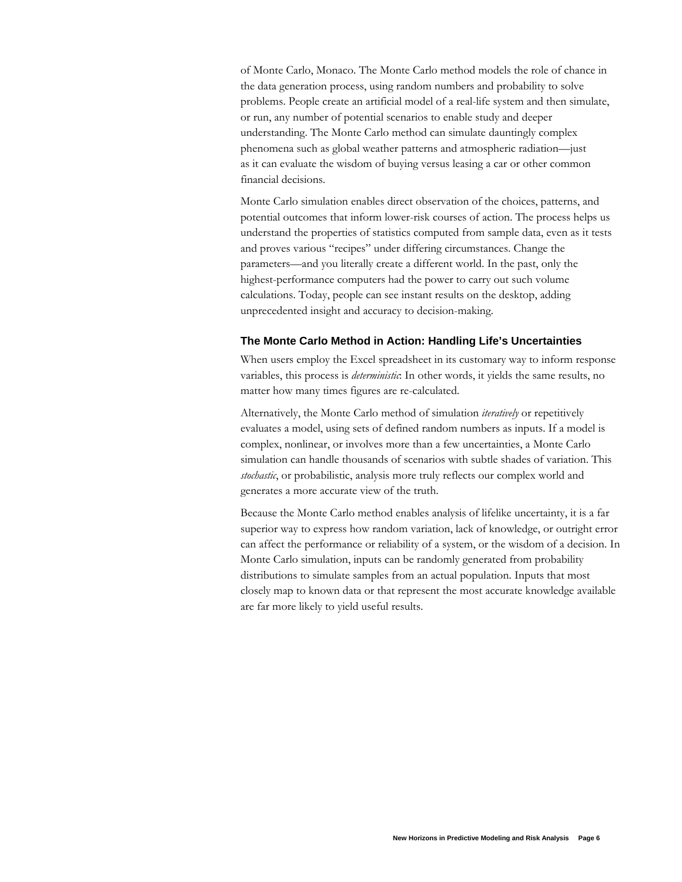of Monte Carlo, Monaco. The Monte Carlo method models the role of chance in the data generation process, using random numbers and probability to solve problems. People create an artificial model of a real-life system and then simulate, or run, any number of potential scenarios to enable study and deeper understanding. The Monte Carlo method can simulate dauntingly complex phenomena such as global weather patterns and atmospheric radiation—just as it can evaluate the wisdom of buying versus leasing a car or other common financial decisions.

Monte Carlo simulation enables direct observation of the choices, patterns, and potential outcomes that inform lower-risk courses of action. The process helps us understand the properties of statistics computed from sample data, even as it tests and proves various "recipes" under differing circumstances. Change the parameters—and you literally create a different world. In the past, only the highest-performance computers had the power to carry out such volume calculations. Today, people can see instant results on the desktop, adding unprecedented insight and accuracy to decision-making.

### The Monte Carlo Method in Action: Handling Life's Uncertainties

When users employ the Excel spreadsheet in its customary way to inform response variables, this process is *deterministic*: In other words, it yields the same results, no matter how many times figures are re-calculated.

Alternatively, the Monte Carlo method of simulation *iteratively* or repetitively evaluates a model, using sets of defined random numbers as inputs. If a model is complex, nonlinear, or involves more than a few uncertainties, a Monte Carlo simulation can handle thousands of scenarios with subtle shades of variation. This *stochastic*, or probabilistic, analysis more truly reflects our complex world and generates a more accurate view of the truth.

Because the Monte Carlo method enables analysis of lifelike uncertainty, it is a far superior way to express how random variation, lack of knowledge, or outright error can affect the performance or reliability of a system, or the wisdom of a decision. In Monte Carlo simulation, inputs can be randomly generated from probability distributions to simulate samples from an actual population. Inputs that most closely map to known data or that represent the most accurate knowledge available are far more likely to yield useful results.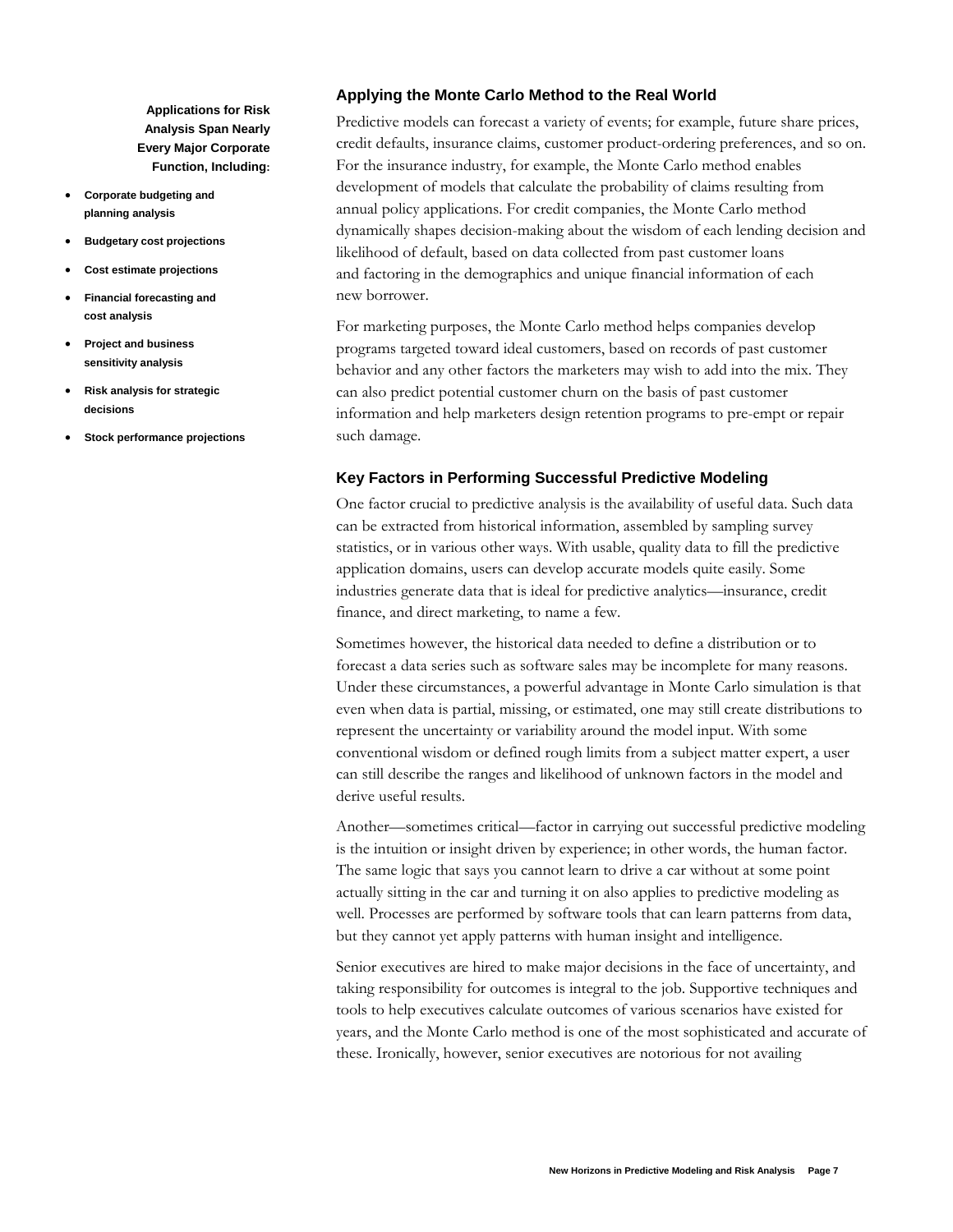**Applications for Risk Analysis Span Nearly Every Major Corporate Function, Including:**

- **Corporate budgeting and planning analysis**
- **Budgetary cost projections**
- **Cost estimate projections**
- **Financial forecasting and cost analysis**
- **Project and business sensitivity analysis**
- **Risk analysis for strategic decisions**
- **Stock performance projections**

### Applying the Monte Carlo Method to the Real World

Predictive models can forecast a variety of events; for example, future share prices, credit defaults, insurance claims, customer product-ordering preferences, and so on. For the insurance industry, for example, the Monte Carlo method enables development of models that calculate the probability of claims resulting from annual policy applications. For credit companies, the Monte Carlo method dynamically shapes decision-making about the wisdom of each lending decision and likelihood of default, based on data collected from past customer loans and factoring in the demographics and unique financial information of each new borrower.

For marketing purposes, the Monte Carlo method helps companies develop programs targeted toward ideal customers, based on records of past customer behavior and any other factors the marketers may wish to add into the mix. They can also predict potential customer churn on the basis of past customer information and help marketers design retention programs to pre-empt or repair such damage.

### Key Factors in Performing Successful Predictive Modeling

One factor crucial to predictive analysis is the availability of useful data. Such data can be extracted from historical information, assembled by sampling survey statistics, or in various other ways. With usable, quality data to fill the predictive application domains, users can develop accurate models quite easily. Some industries generate data that is ideal for predictive analytics—insurance, credit finance, and direct marketing, to name a few.

Sometimes however, the historical data needed to define a distribution or to forecast a data series such as software sales may be incomplete for many reasons. Under these circumstances, a powerful advantage in Monte Carlo simulation is that even when data is partial, missing, or estimated, one may still create distributions to represent the uncertainty or variability around the model input. With some conventional wisdom or defined rough limits from a subject matter expert, a user can still describe the ranges and likelihood of unknown factors in the model and derive useful results.

Another—sometimes critical—factor in carrying out successful predictive modeling is the intuition or insight driven by experience; in other words, the human factor. The same logic that says you cannot learn to drive a car without at some point actually sitting in the car and turning it on also applies to predictive modeling as well. Processes are performed by software tools that can learn patterns from data, but they cannot yet apply patterns with human insight and intelligence.

Senior executives are hired to make major decisions in the face of uncertainty, and taking responsibility for outcomes is integral to the job. Supportive techniques and tools to help executives calculate outcomes of various scenarios have existed for years, and the Monte Carlo method is one of the most sophisticated and accurate of these. Ironically, however, senior executives are notorious for not availing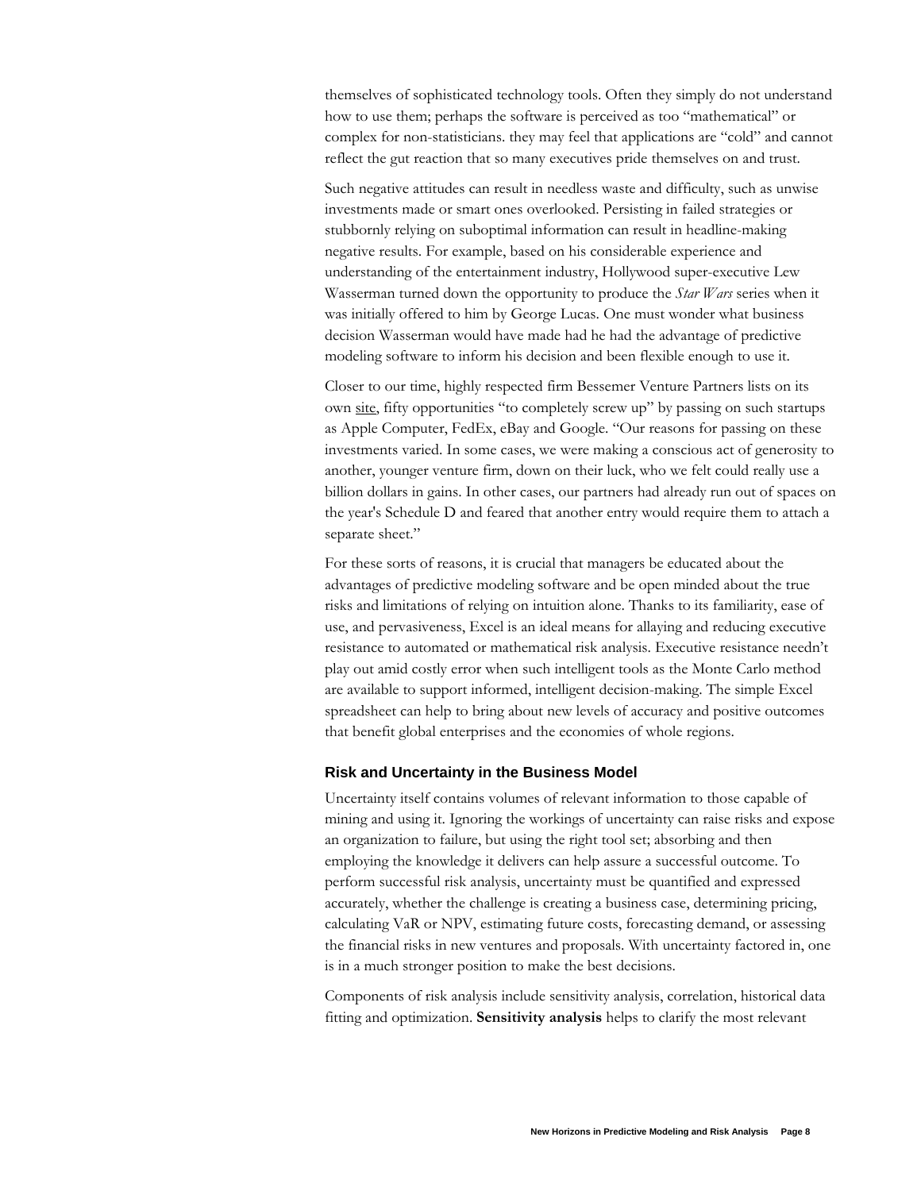themselves of sophisticated technology tools. Often they simply do not understand how to use them; perhaps the software is perceived as too "mathematical" or complex for non-statisticians. they may feel that applications are "cold" and cannot reflect the gut reaction that so many executives pride themselves on and trust.

Such negative attitudes can result in needless waste and difficulty, such as unwise investments made or smart ones overlooked. Persisting in failed strategies or stubbornly relying on suboptimal information can result in headline-making negative results. For example, based on his considerable experience and understanding of the entertainment industry, Hollywood super-executive Lew Wasserman turned down the opportunity to produce the *Star Wars* series when it was initially offered to him by George Lucas. One must wonder what business decision Wasserman would have made had he had the advantage of predictive modeling software to inform his decision and been flexible enough to use it.

Closer to our time, highly respected firm Bessemer Venture Partners lists on its own site, fifty opportunities "to completely screw up" by passing on such startups as Apple Computer, FedEx, eBay and Google. "Our reasons for passing on these investments varied. In some cases, we were making a conscious act of generosity to another, younger venture firm, down on their luck, who we felt could really use a billion dollars in gains. In other cases, our partners had already run out of spaces on the year's Schedule D and feared that another entry would require them to attach a separate sheet."

For these sorts of reasons, it is crucial that managers be educated about the advantages of predictive modeling software and be open minded about the true risks and limitations of relying on intuition alone. Thanks to its familiarity, ease of use, and pervasiveness, Excel is an ideal means for allaying and reducing executive resistance to automated or mathematical risk analysis. Executive resistance needn't play out amid costly error when such intelligent tools as the Monte Carlo method are available to support informed, intelligent decision-making. The simple Excel spreadsheet can help to bring about new levels of accuracy and positive outcomes that benefit global enterprises and the economies of whole regions.

### Risk and Uncertainty in the Business Model

Uncertainty itself contains volumes of relevant information to those capable of mining and using it. Ignoring the workings of uncertainty can raise risks and expose an organization to failure, but using the right tool set; absorbing and then employing the knowledge it delivers can help assure a successful outcome. To perform successful risk analysis, uncertainty must be quantified and expressed accurately, whether the challenge is creating a business case, determining pricing, calculating VaR or NPV, estimating future costs, forecasting demand, or assessing the financial risks in new ventures and proposals. With uncertainty factored in, one is in a much stronger position to make the best decisions.

Components of risk analysis include sensitivity analysis, correlation, historical data fitting and optimization. **Sensitivity analysis** helps to clarify the most relevant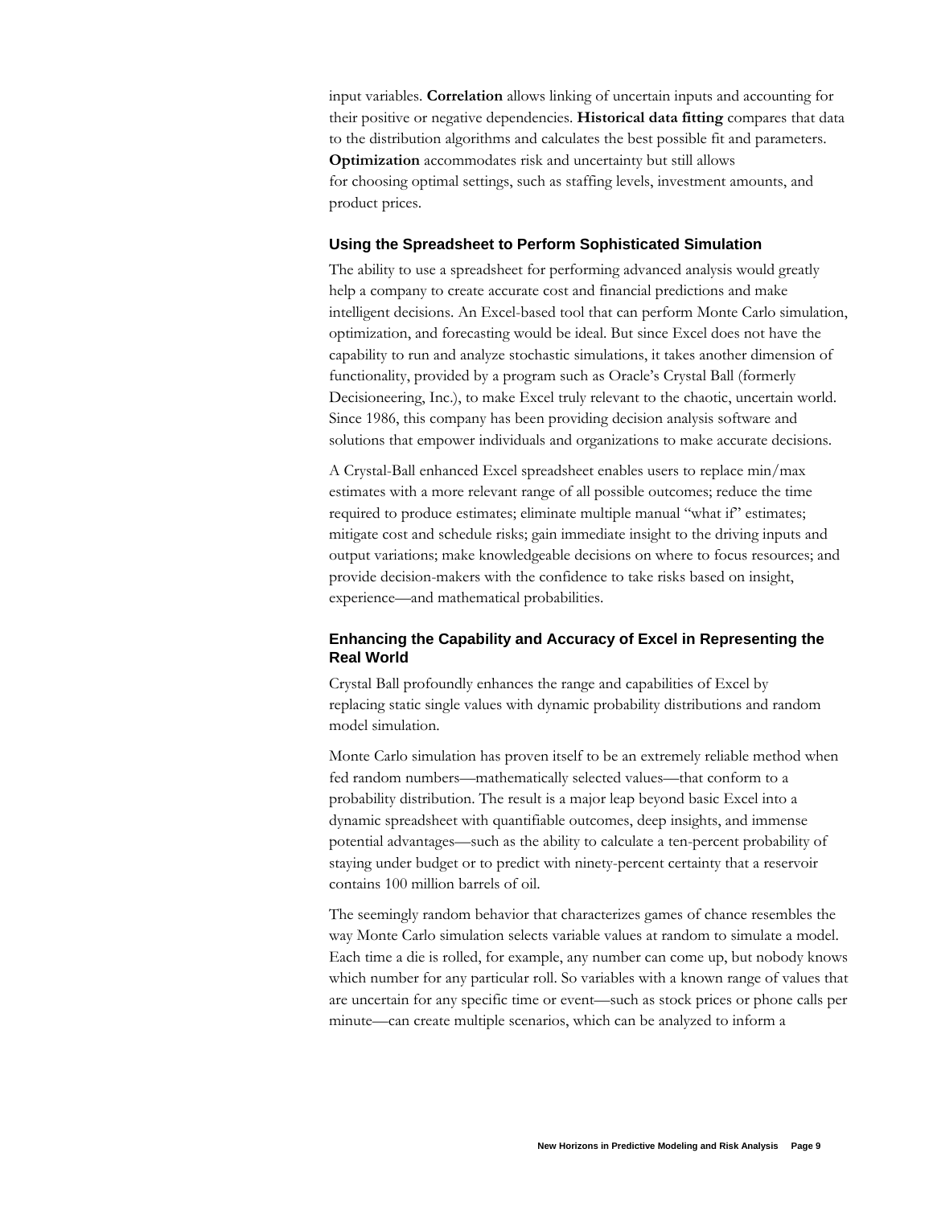input variables. **Correlation** allows linking of uncertain inputs and accounting for their positive or negative dependencies. **Historical data fitting** compares that data to the distribution algorithms and calculates the best possible fit and parameters. **Optimization** accommodates risk and uncertainty but still allows for choosing optimal settings, such as staffing levels, investment amounts, and product prices.

### Using the Spreadsheet to Perform Sophisticated Simulation

The ability to use a spreadsheet for performing advanced analysis would greatly help a company to create accurate cost and financial predictions and make intelligent decisions. An Excel-based tool that can perform Monte Carlo simulation, optimization, and forecasting would be ideal. But since Excel does not have the capability to run and analyze stochastic simulations, it takes another dimension of functionality, provided by a program such as Oracle's Crystal Ball (formerly Decisioneering, Inc.), to make Excel truly relevant to the chaotic, uncertain world. Since 1986, this company has been providing decision analysis software and solutions that empower individuals and organizations to make accurate decisions.

A Crystal-Ball enhanced Excel spreadsheet enables users to replace min/max estimates with a more relevant range of all possible outcomes; reduce the time required to produce estimates; eliminate multiple manual "what if" estimates; mitigate cost and schedule risks; gain immediate insight to the driving inputs and output variations; make knowledgeable decisions on where to focus resources; and provide decision-makers with the confidence to take risks based on insight, experience—and mathematical probabilities.

### Enhancing the Capability and Accuracy of Excel in Representing the Real World

Crystal Ball profoundly enhances the range and capabilities of Excel by replacing static single values with dynamic probability distributions and random model simulation.

Monte Carlo simulation has proven itself to be an extremely reliable method when fed random numbers—mathematically selected values—that conform to a probability distribution. The result is a major leap beyond basic Excel into a dynamic spreadsheet with quantifiable outcomes, deep insights, and immense potential advantages—such as the ability to calculate a ten-percent probability of staying under budget or to predict with ninety-percent certainty that a reservoir contains 100 million barrels of oil.

The seemingly random behavior that characterizes games of chance resembles the way Monte Carlo simulation selects variable values at random to simulate a model. Each time a die is rolled, for example, any number can come up, but nobody knows which number for any particular roll. So variables with a known range of values that are uncertain for any specific time or event—such as stock prices or phone calls per minute—can create multiple scenarios, which can be analyzed to inform a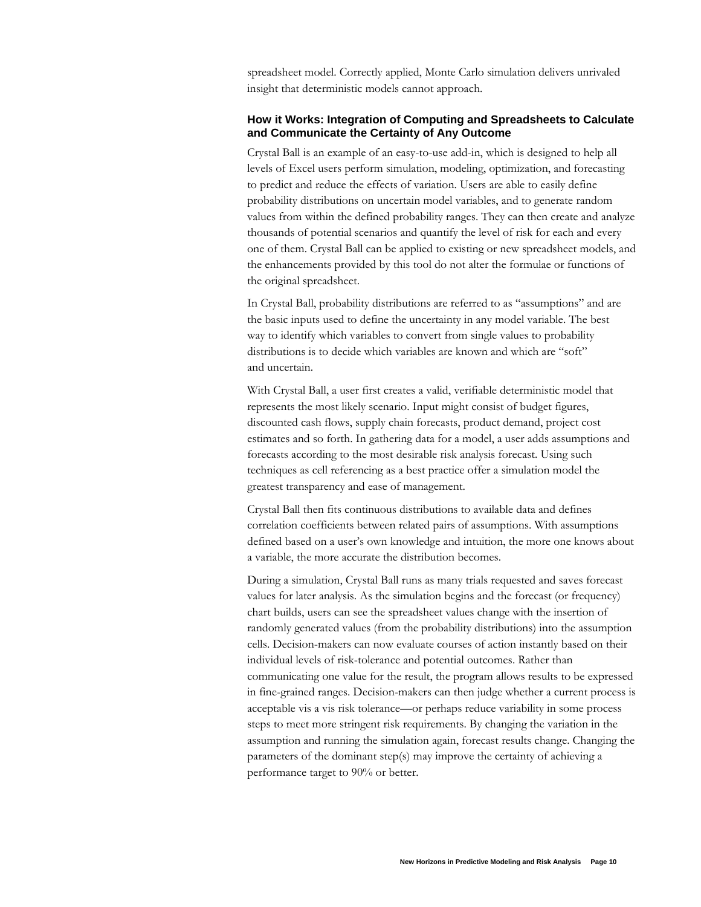spreadsheet model. Correctly applied, Monte Carlo simulation delivers unrivaled insight that deterministic models cannot approach.

### How it Works: Integration of Computing and Spreadsheets to Calculate and Communicate the Certainty of Any Outcome

Crystal Ball is an example of an easy-to-use add-in, which is designed to help all levels of Excel users perform simulation, modeling, optimization, and forecasting to predict and reduce the effects of variation. Users are able to easily define probability distributions on uncertain model variables, and to generate random values from within the defined probability ranges. They can then create and analyze thousands of potential scenarios and quantify the level of risk for each and every one of them. Crystal Ball can be applied to existing or new spreadsheet models, and the enhancements provided by this tool do not alter the formulae or functions of the original spreadsheet.

In Crystal Ball, probability distributions are referred to as "assumptions" and are the basic inputs used to define the uncertainty in any model variable. The best way to identify which variables to convert from single values to probability distributions is to decide which variables are known and which are "soft" and uncertain.

With Crystal Ball, a user first creates a valid, verifiable deterministic model that represents the most likely scenario. Input might consist of budget figures, discounted cash flows, supply chain forecasts, product demand, project cost estimates and so forth. In gathering data for a model, a user adds assumptions and forecasts according to the most desirable risk analysis forecast. Using such techniques as cell referencing as a best practice offer a simulation model the greatest transparency and ease of management.

Crystal Ball then fits continuous distributions to available data and defines correlation coefficients between related pairs of assumptions. With assumptions defined based on a user's own knowledge and intuition, the more one knows about a variable, the more accurate the distribution becomes.

During a simulation, Crystal Ball runs as many trials requested and saves forecast values for later analysis. As the simulation begins and the forecast (or frequency) chart builds, users can see the spreadsheet values change with the insertion of randomly generated values (from the probability distributions) into the assumption cells. Decision-makers can now evaluate courses of action instantly based on their individual levels of risk-tolerance and potential outcomes. Rather than communicating one value for the result, the program allows results to be expressed in fine-grained ranges. Decision-makers can then judge whether a current process is acceptable vis a vis risk tolerance—or perhaps reduce variability in some process steps to meet more stringent risk requirements. By changing the variation in the assumption and running the simulation again, forecast results change. Changing the parameters of the dominant step(s) may improve the certainty of achieving a performance target to 90% or better.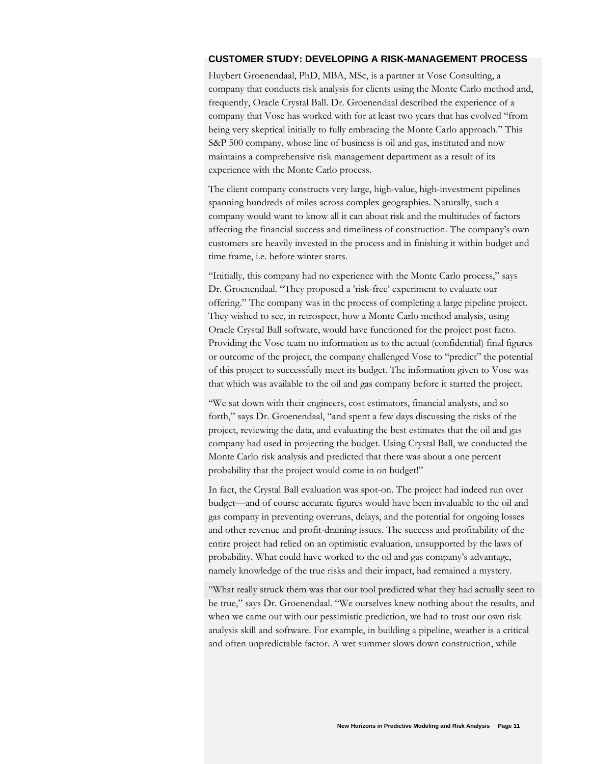## CUSTOMER STUDY: DEVELOPING A RISK-MANAGEMENT PROCESS

Huybert Groenendaal, PhD, MBA, MSc, is a partner at Vose Consulting, a company that conducts risk analysis for clients using the Monte Carlo method and, frequently, Oracle Crystal Ball. Dr. Groenendaal described the experience of a company that Vose has worked with for at least two years that has evolved "from being very skeptical initially to fully embracing the Monte Carlo approach." This S&P 500 company, whose line of business is oil and gas, instituted and now maintains a comprehensive risk management department as a result of its experience with the Monte Carlo process.

The client company constructs very large, high-value, high-investment pipelines spanning hundreds of miles across complex geographies. Naturally, such a company would want to know all it can about risk and the multitudes of factors affecting the financial success and timeliness of construction. The company's own customers are heavily invested in the process and in finishing it within budget and time frame, i.e. before winter starts.

"Initially, this company had no experience with the Monte Carlo process," says Dr. Groenendaal. "They proposed a 'risk-free' experiment to evaluate our offering." The company was in the process of completing a large pipeline project. They wished to see, in retrospect, how a Monte Carlo method analysis, using Oracle Crystal Ball software, would have functioned for the project post facto. Providing the Vose team no information as to the actual (confidential) final figures or outcome of the project, the company challenged Vose to "predict" the potential of this project to successfully meet its budget. The information given to Vose was that which was available to the oil and gas company before it started the project.

"We sat down with their engineers, cost estimators, financial analysts, and so forth," says Dr. Groenendaal, "and spent a few days discussing the risks of the project, reviewing the data, and evaluating the best estimates that the oil and gas company had used in projecting the budget. Using Crystal Ball, we conducted the Monte Carlo risk analysis and predicted that there was about a one percent probability that the project would come in on budget!"

In fact, the Crystal Ball evaluation was spot-on. The project had indeed run over budget—and of course accurate figures would have been invaluable to the oil and gas company in preventing overruns, delays, and the potential for ongoing losses and other revenue and profit-draining issues. The success and profitability of the entire project had relied on an optimistic evaluation, unsupported by the laws of probability. What could have worked to the oil and gas company's advantage, namely knowledge of the true risks and their impact, had remained a mystery.

"What really struck them was that our tool predicted what they had actually seen to be true," says Dr. Groenendaal. "We ourselves knew nothing about the results, and when we came out with our pessimistic prediction, we had to trust our own risk analysis skill and software. For example, in building a pipeline, weather is a critical and often unpredictable factor. A wet summer slows down construction, while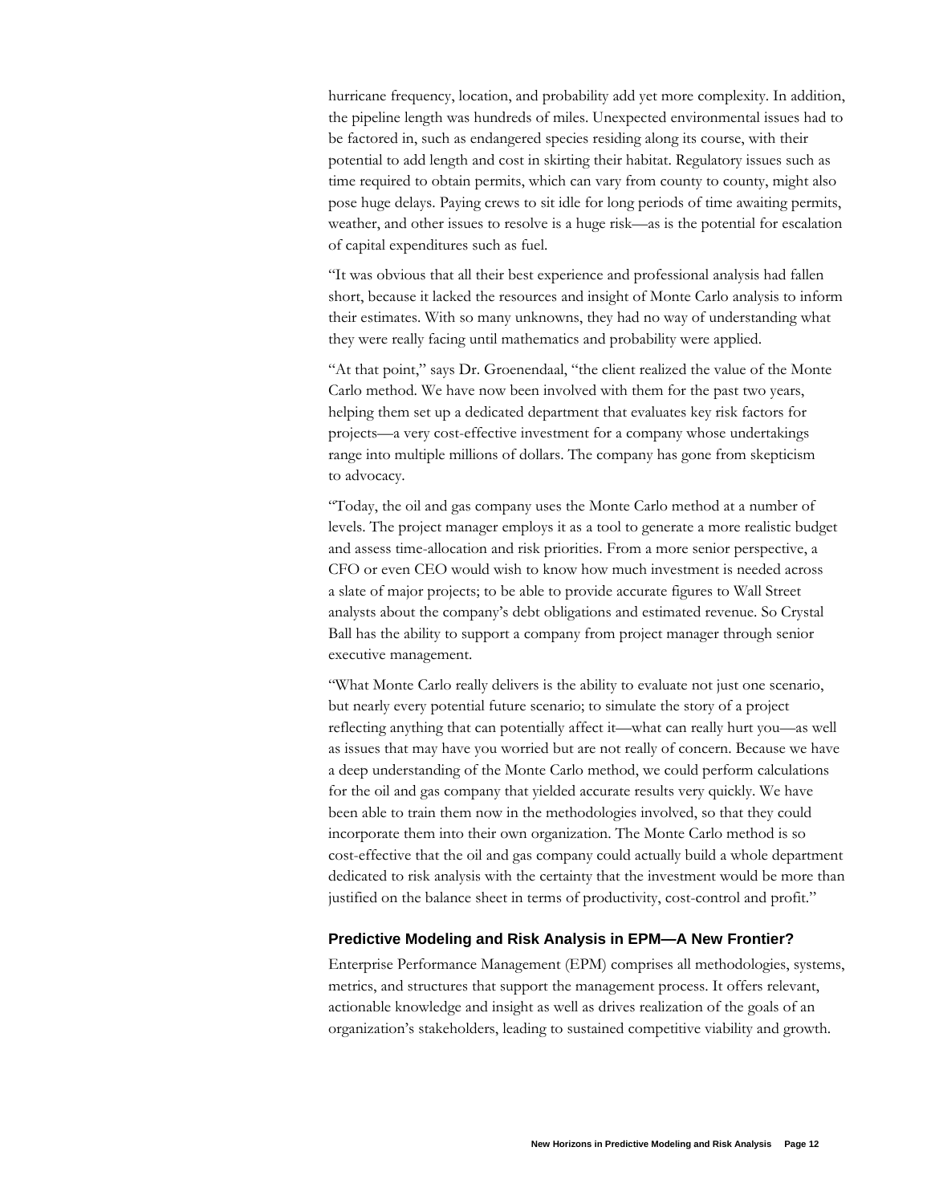hurricane frequency, location, and probability add yet more complexity. In addition, the pipeline length was hundreds of miles. Unexpected environmental issues had to be factored in, such as endangered species residing along its course, with their potential to add length and cost in skirting their habitat. Regulatory issues such as time required to obtain permits, which can vary from county to county, might also pose huge delays. Paying crews to sit idle for long periods of time awaiting permits, weather, and other issues to resolve is a huge risk—as is the potential for escalation of capital expenditures such as fuel.

"It was obvious that all their best experience and professional analysis had fallen short, because it lacked the resources and insight of Monte Carlo analysis to inform their estimates. With so many unknowns, they had no way of understanding what they were really facing until mathematics and probability were applied.

"At that point," says Dr. Groenendaal, "the client realized the value of the Monte Carlo method. We have now been involved with them for the past two years, helping them set up a dedicated department that evaluates key risk factors for projects—a very cost-effective investment for a company whose undertakings range into multiple millions of dollars. The company has gone from skepticism to advocacy.

"Today, the oil and gas company uses the Monte Carlo method at a number of levels. The project manager employs it as a tool to generate a more realistic budget and assess time-allocation and risk priorities. From a more senior perspective, a CFO or even CEO would wish to know how much investment is needed across a slate of major projects; to be able to provide accurate figures to Wall Street analysts about the company's debt obligations and estimated revenue. So Crystal Ball has the ability to support a company from project manager through senior executive management.

"What Monte Carlo really delivers is the ability to evaluate not just one scenario, but nearly every potential future scenario; to simulate the story of a project reflecting anything that can potentially affect it—what can really hurt you—as well as issues that may have you worried but are not really of concern. Because we have a deep understanding of the Monte Carlo method, we could perform calculations for the oil and gas company that yielded accurate results very quickly. We have been able to train them now in the methodologies involved, so that they could incorporate them into their own organization. The Monte Carlo method is so cost-effective that the oil and gas company could actually build a whole department dedicated to risk analysis with the certainty that the investment would be more than justified on the balance sheet in terms of productivity, cost-control and profit."

### Predictive Modeling and Risk Analysis in EPM—A New Frontier?

Enterprise Performance Management (EPM) comprises all methodologies, systems, metrics, and structures that support the management process. It offers relevant, actionable knowledge and insight as well as drives realization of the goals of an organization's stakeholders, leading to sustained competitive viability and growth.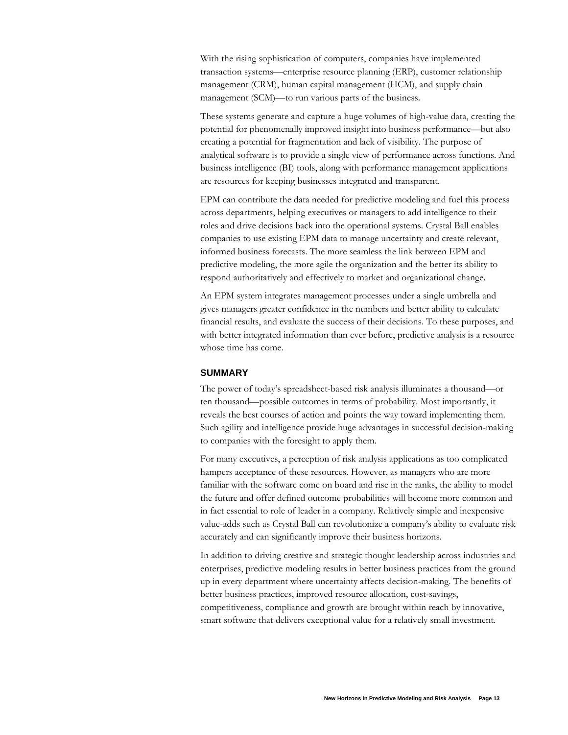With the rising sophistication of computers, companies have implemented transaction systems—enterprise resource planning (ERP), customer relationship management (CRM), human capital management (HCM), and supply chain management (SCM)—to run various parts of the business.

These systems generate and capture a huge volumes of high-value data, creating the potential for phenomenally improved insight into business performance—but also creating a potential for fragmentation and lack of visibility. The purpose of analytical software is to provide a single view of performance across functions. And business intelligence (BI) tools, along with performance management applications are resources for keeping businesses integrated and transparent.

EPM can contribute the data needed for predictive modeling and fuel this process across departments, helping executives or managers to add intelligence to their roles and drive decisions back into the operational systems. Crystal Ball enables companies to use existing EPM data to manage uncertainty and create relevant, informed business forecasts. The more seamless the link between EPM and predictive modeling, the more agile the organization and the better its ability to respond authoritatively and effectively to market and organizational change.

An EPM system integrates management processes under a single umbrella and gives managers greater confidence in the numbers and better ability to calculate financial results, and evaluate the success of their decisions. To these purposes, and with better integrated information than ever before, predictive analysis is a resource whose time has come.

## SUMMARY

The power of today's spreadsheet-based risk analysis illuminates a thousand—or ten thousand—possible outcomes in terms of probability. Most importantly, it reveals the best courses of action and points the way toward implementing them. Such agility and intelligence provide huge advantages in successful decision-making to companies with the foresight to apply them.

For many executives, a perception of risk analysis applications as too complicated hampers acceptance of these resources. However, as managers who are more familiar with the software come on board and rise in the ranks, the ability to model the future and offer defined outcome probabilities will become more common and in fact essential to role of leader in a company. Relatively simple and inexpensive value-adds such as Crystal Ball can revolutionize a company's ability to evaluate risk accurately and can significantly improve their business horizons.

In addition to driving creative and strategic thought leadership across industries and enterprises, predictive modeling results in better business practices from the ground up in every department where uncertainty affects decision-making. The benefits of better business practices, improved resource allocation, cost-savings, competitiveness, compliance and growth are brought within reach by innovative, smart software that delivers exceptional value for a relatively small investment.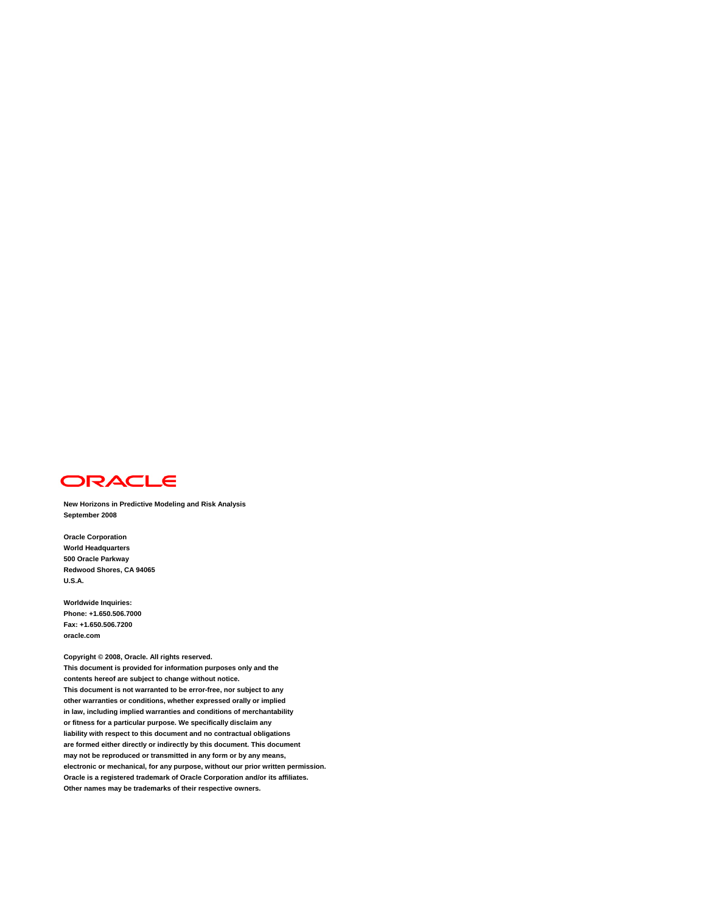ORACLE

**New Horizons in Predictive Modeling and Risk Analysis**
**September 2008**

**Oracle Corporation**
**World Headquarters**
**500 Oracle Parkway**
**Redwood Shores, CA 94065**
**U.S.A.**

**Worldwide Inquiries:**
**Phone: +1.650.506.7000**
**Fax: +1.650.506.7200**
**oracle.com**

**Copyright © 2008, Oracle. All rights reserved.**
**This document is provided for information purposes only and the contents hereof are subject to change without notice.**
**This document is not warranted to be error-free, nor subject to any other warranties or conditions, whether expressed orally or implied in law, including implied warranties and conditions of merchantability or fitness for a particular purpose. We specifically disclaim any liability with respect to this document and no contractual obligations are formed either directly or indirectly by this document. This document may not be reproduced or transmitted in any form or by any means, electronic or mechanical, for any purpose, without our prior written permission.**
**Oracle is a registered trademark of Oracle Corporation and/or its affiliates.**
**Other names may be trademarks of their respective owners.**